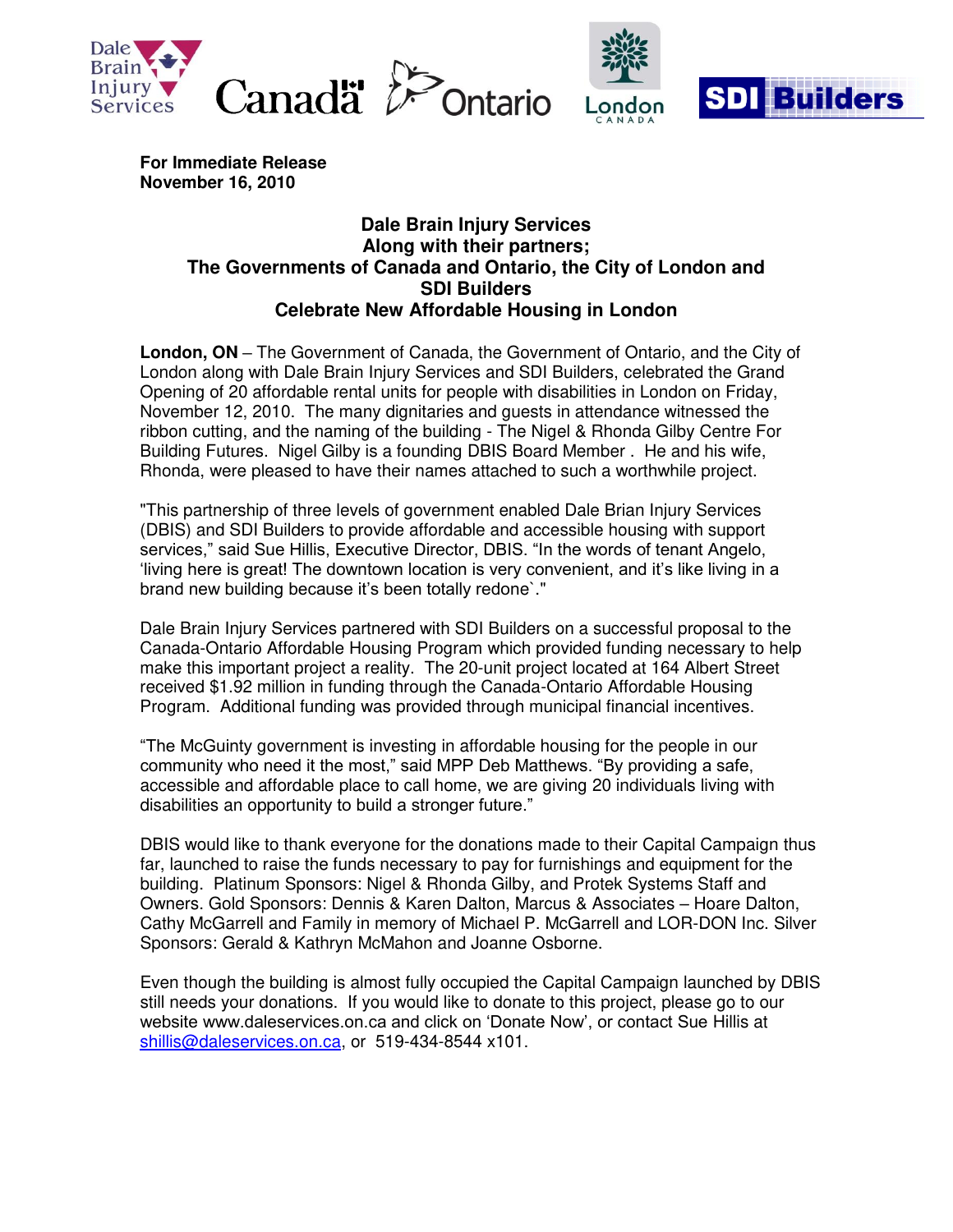**For Immediate Release**
**November 16, 2010**

## Dale Brain Injury Services Along with their partners; The Governments of Canada and Ontario, the City of London and SDI Builders Celebrate New Affordable Housing in London

**London, ON** – The Government of Canada, the Government of Ontario, and the City of London along with Dale Brain Injury Services and SDI Builders, celebrated the Grand Opening of 20 affordable rental units for people with disabilities in London on Friday, November 12, 2010. The many dignitaries and guests in attendance witnessed the ribbon cutting, and the naming of the building - The Nigel & Rhonda Gilby Centre For Building Futures. Nigel Gilby is a founding DBIS Board Member . He and his wife, Rhonda, were pleased to have their names attached to such a worthwhile project.

"This partnership of three levels of government enabled Dale Brian Injury Services (DBIS) and SDI Builders to provide affordable and accessible housing with support services," said Sue Hillis, Executive Director, DBIS. "In the words of tenant Angelo, 'living here is great! The downtown location is very convenient, and it's like living in a brand new building because it's been totally redone`."

Dale Brain Injury Services partnered with SDI Builders on a successful proposal to the Canada-Ontario Affordable Housing Program which provided funding necessary to help make this important project a reality. The 20-unit project located at 164 Albert Street received $1.92 million in funding through the Canada-Ontario Affordable Housing Program. Additional funding was provided through municipal financial incentives.

"The McGuinty government is investing in affordable housing for the people in our community who need it the most," said MPP Deb Matthews. "By providing a safe, accessible and affordable place to call home, we are giving 20 individuals living with disabilities an opportunity to build a stronger future."

DBIS would like to thank everyone for the donations made to their Capital Campaign thus far, launched to raise the funds necessary to pay for furnishings and equipment for the building. Platinum Sponsors: Nigel & Rhonda Gilby, and Protek Systems Staff and Owners. Gold Sponsors: Dennis & Karen Dalton, Marcus & Associates – Hoare Dalton, Cathy McGarrell and Family in memory of Michael P. McGarrell and LOR-DON Inc. Silver Sponsors: Gerald & Kathryn McMahon and Joanne Osborne.

Even though the building is almost fully occupied the Capital Campaign launched by DBIS still needs your donations. If you would like to donate to this project, please go to our website www.daleservices.on.ca and click on 'Donate Now', or contact Sue Hillis at shillis@daleservices.on.ca, or 519-434-8544 x101.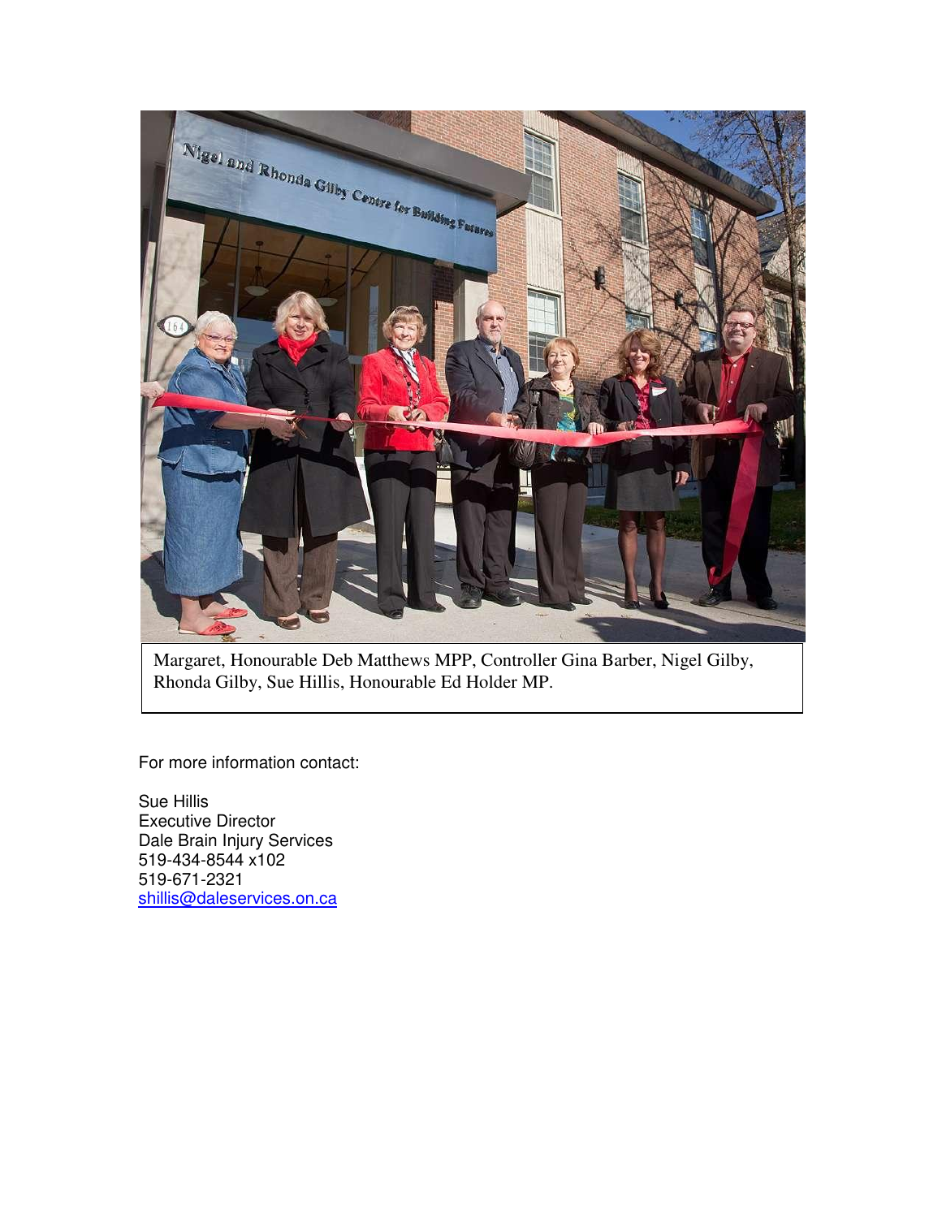Margaret, Honourable Deb Matthews MPP, Controller Gina Barber, Nigel Gilby, Rhonda Gilby, Sue Hillis, Honourable Ed Holder MP.

For more information contact:

Sue Hillis
Executive Director
Dale Brain Injury Services
519-434-8544 x102
519-671-2321
shillis@daleservices.on.ca